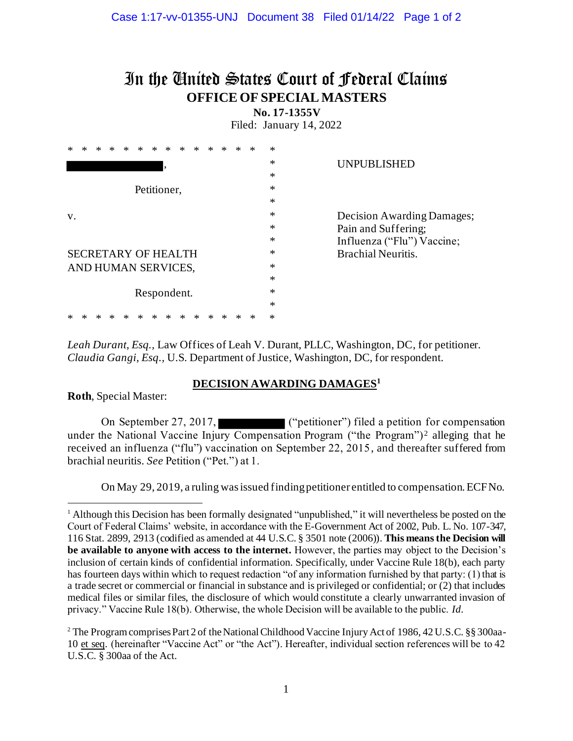# In the United States Court of Federal Claims
## OFFICE OF SPECIAL MASTERS

**No. 17-1355V**

Filed: January 14, 2022

```
* * * * * * * * * * * * * * *   *
[REDACTED],                      *      UNPUBLISHED
                                 *
          Petitioner,            *
                                 *
v.                               *      Decision Awarding Damages;
                                 *      Pain and Suffering;
                                 *      Influenza ("Flu") Vaccine;
SECRETARY OF HEALTH              *      Brachial Neuritis.
AND HUMAN SERVICES,              *
                                 *
          Respondent.            *
                                 *
* * * * * * * * * * * * * * *   *
```

*Leah Durant, Esq.*, Law Offices of Leah V. Durant, PLLC, Washington, DC, for petitioner.
*Claudia Gangi, Esq.*, U.S. Department of Justice, Washington, DC, for respondent.

**DECISION AWARDING DAMAGES[1]**

**Roth**, Special Master:

On September 27, 2017, [REDACTED] ("petitioner") filed a petition for compensation under the National Vaccine Injury Compensation Program ("the Program")[2] alleging that he received an influenza ("flu") vaccination on September 22, 2015, and thereafter suffered from brachial neuritis. *See* Petition ("Pet.") at 1.

On May 29, 2019, a ruling was issued finding petitioner entitled to compensation. ECF No.

---

[1] Although this Decision has been formally designated "unpublished," it will nevertheless be posted on the Court of Federal Claims' website, in accordance with the E-Government Act of 2002, Pub. L. No. 107-347, 116 Stat. 2899, 2913 (codified as amended at 44 U.S.C. § 3501 note (2006)). **This means the Decision will be available to anyone with access to the internet.** However, the parties may object to the Decision's inclusion of certain kinds of confidential information. Specifically, under Vaccine Rule 18(b), each party has fourteen days within which to request redaction "of any information furnished by that party: (1) that is a trade secret or commercial or financial in substance and is privileged or confidential; or (2) that includes medical files or similar files, the disclosure of which would constitute a clearly unwarranted invasion of privacy." Vaccine Rule 18(b). Otherwise, the whole Decision will be available to the public. *Id.*

[2] The Program comprises Part 2 of the National Childhood Vaccine Injury Act of 1986, 42 U.S.C. §§ 300aa-10 et seq. (hereinafter "Vaccine Act" or "the Act"). Hereafter, individual section references will be to 42 U.S.C. § 300aa of the Act.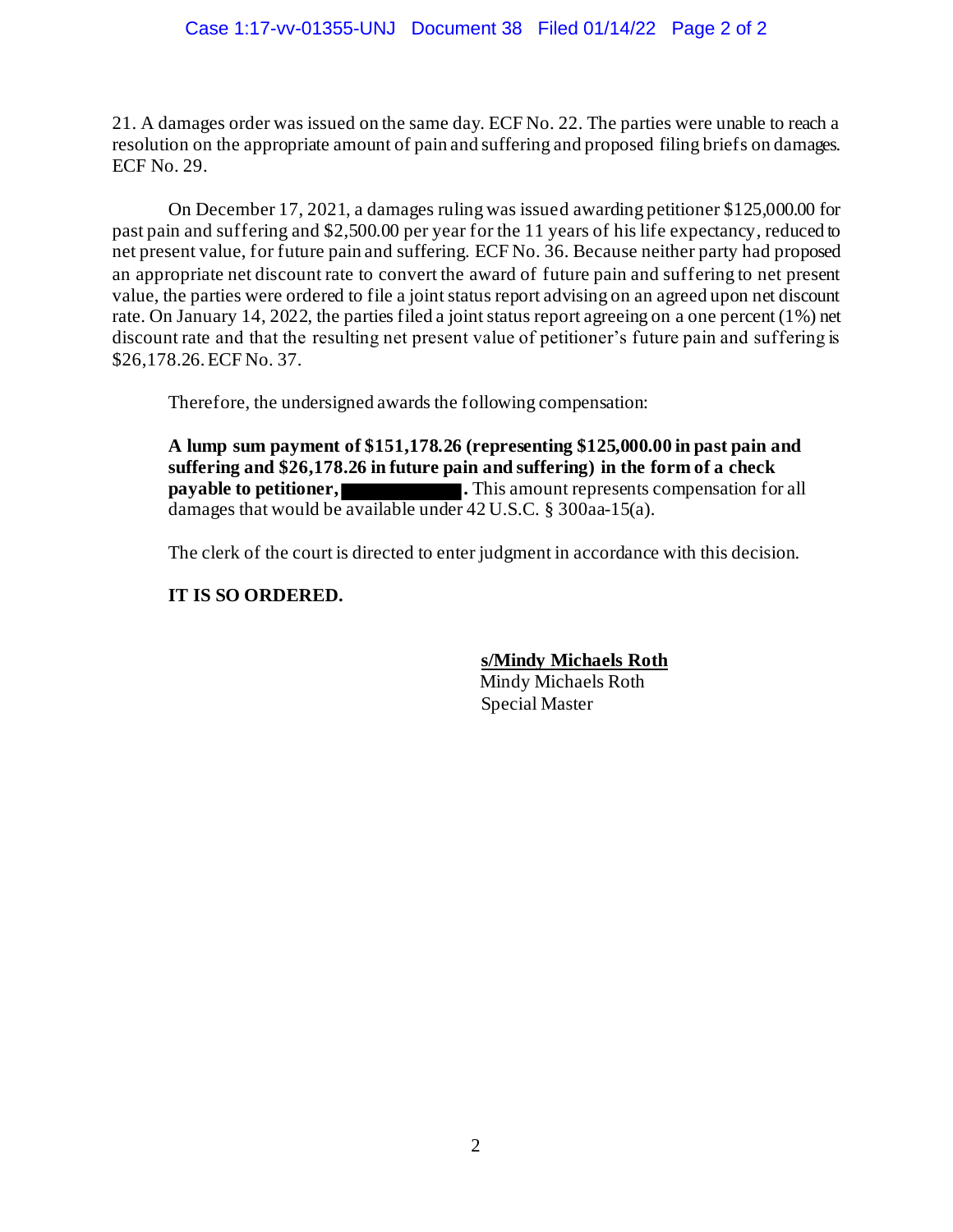21. A damages order was issued on the same day. ECF No. 22. The parties were unable to reach a resolution on the appropriate amount of pain and suffering and proposed filing briefs on damages. ECF No. 29.

On December 17, 2021, a damages ruling was issued awarding petitioner $125,000.00 for past pain and suffering and $2,500.00 per year for the 11 years of his life expectancy, reduced to net present value, for future pain and suffering. ECF No. 36. Because neither party had proposed an appropriate net discount rate to convert the award of future pain and suffering to net present value, the parties were ordered to file a joint status report advising on an agreed upon net discount rate. On January 14, 2022, the parties filed a joint status report agreeing on a one percent (1%) net discount rate and that the resulting net present value of petitioner's future pain and suffering is $26,178.26. ECF No. 37.

Therefore, the undersigned awards the following compensation:

**A lump sum payment of $151,178.26 (representing $125,000.00 in past pain and suffering and $26,178.26 in future pain and suffering) in the form of a check payable to petitioner, [REDACTED].** This amount represents compensation for all damages that would be available under 42 U.S.C. § 300aa-15(a).

The clerk of the court is directed to enter judgment in accordance with this decision.

**IT IS SO ORDERED.**

**s/Mindy Michaels Roth**
Mindy Michaels Roth
Special Master